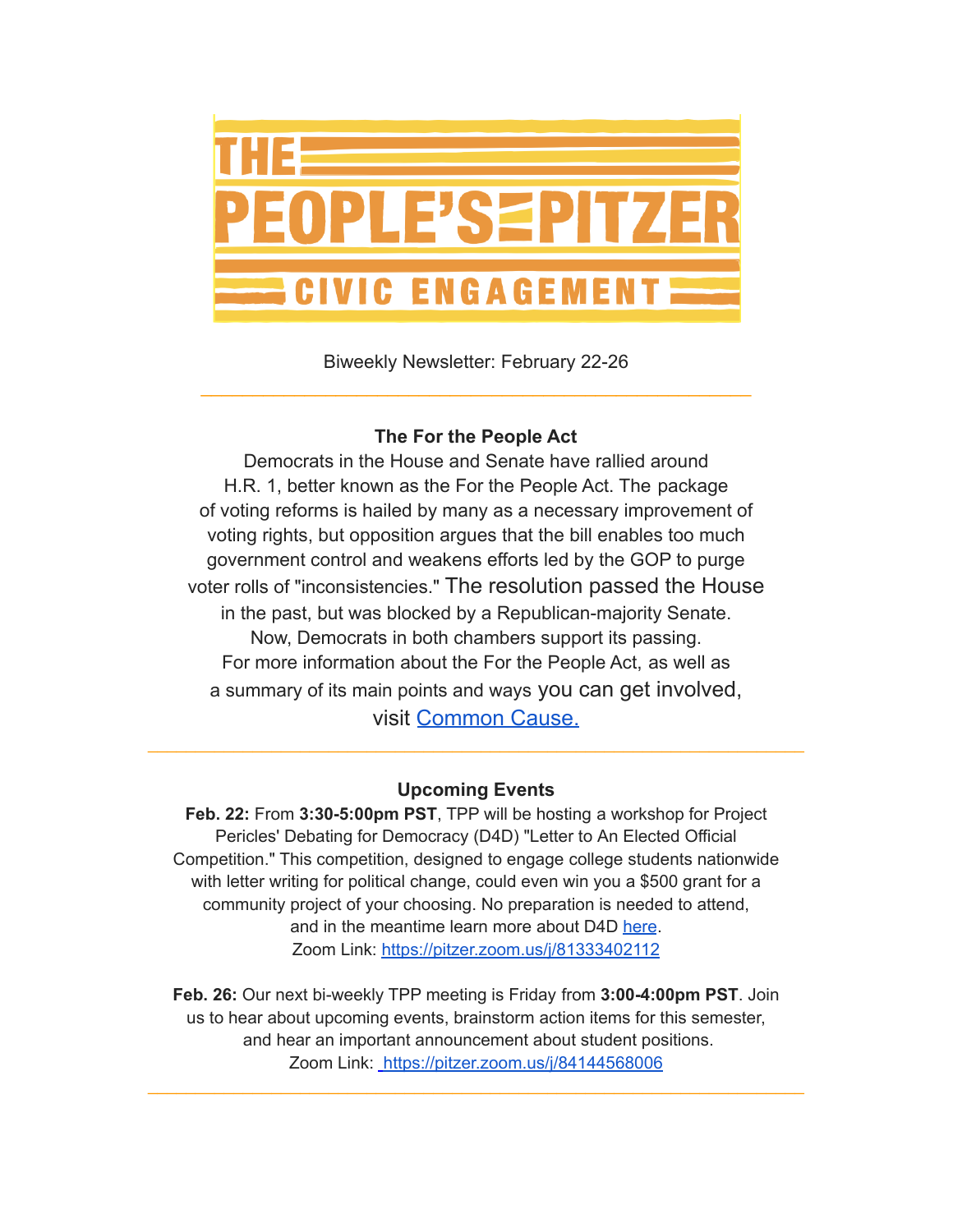# THE PEOPLE'S PITZER CIVIC ENGAGEMENT

Biweekly Newsletter: February 22-26

---

### The For the People Act

Democrats in the House and Senate have rallied around H.R. 1, better known as the For the People Act. The package of voting reforms is hailed by many as a necessary improvement of voting rights, but opposition argues that the bill enables too much government control and weakens efforts led by the GOP to purge voter rolls of "inconsistencies." The resolution passed the House in the past, but was blocked by a Republican-majority Senate. Now, Democrats in both chambers support its passing. For more information about the For the People Act, as well as a summary of its main points and ways you can get involved, visit [Common Cause.]

---

### Upcoming Events

**Feb. 22:** From **3:30-5:00pm PST**, TPP will be hosting a workshop for Project Pericles' Debating for Democracy (D4D) "Letter to An Elected Official Competition." This competition, designed to engage college students nationwide with letter writing for political change, could even win you a $500 grant for a community project of your choosing. No preparation is needed to attend, and in the meantime learn more about D4D [here].
Zoom Link: https://pitzer.zoom.us/j/81333402112

**Feb. 26:** Our next bi-weekly TPP meeting is Friday from **3:00-4:00pm PST**. Join us to hear about upcoming events, brainstorm action items for this semester, and hear an important announcement about student positions.
Zoom Link: https://pitzer.zoom.us/j/84144568006

---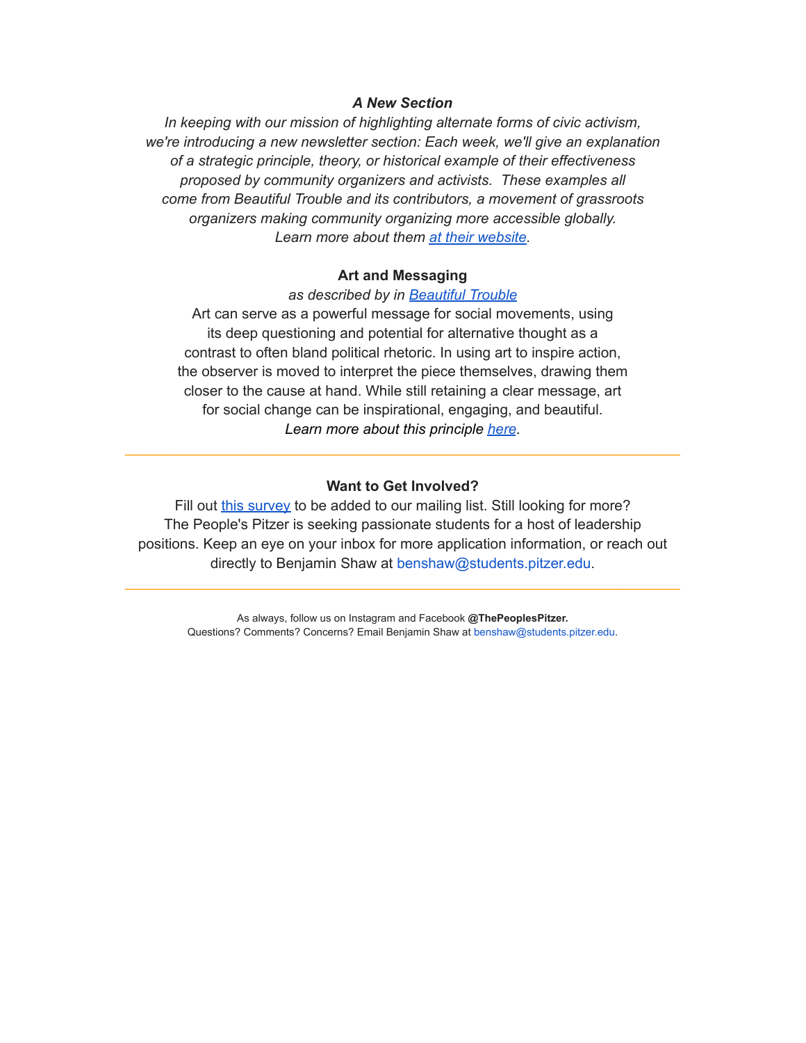***A New Section***

*In keeping with our mission of highlighting alternate forms of civic activism, we're introducing a new newsletter section: Each week, we'll give an explanation of a strategic principle, theory, or historical example of their effectiveness proposed by community organizers and activists. These examples all come from Beautiful Trouble and its contributors, a movement of grassroots organizers making community organizing more accessible globally. Learn more about them at their website.*

**Art and Messaging**

*as described by in Beautiful Trouble*

Art can serve as a powerful message for social movements, using its deep questioning and potential for alternative thought as a contrast to often bland political rhetoric. In using art to inspire action, the observer is moved to interpret the piece themselves, drawing them closer to the cause at hand. While still retaining a clear message, art for social change can be inspirational, engaging, and beautiful.

*Learn more about this principle here.*

---

**Want to Get Involved?**

Fill out this survey to be added to our mailing list. Still looking for more? The People's Pitzer is seeking passionate students for a host of leadership positions. Keep an eye on your inbox for more application information, or reach out directly to Benjamin Shaw at benshaw@students.pitzer.edu.

---

As always, follow us on Instagram and Facebook **@ThePeoplesPitzer.**
Questions? Comments? Concerns? Email Benjamin Shaw at benshaw@students.pitzer.edu.